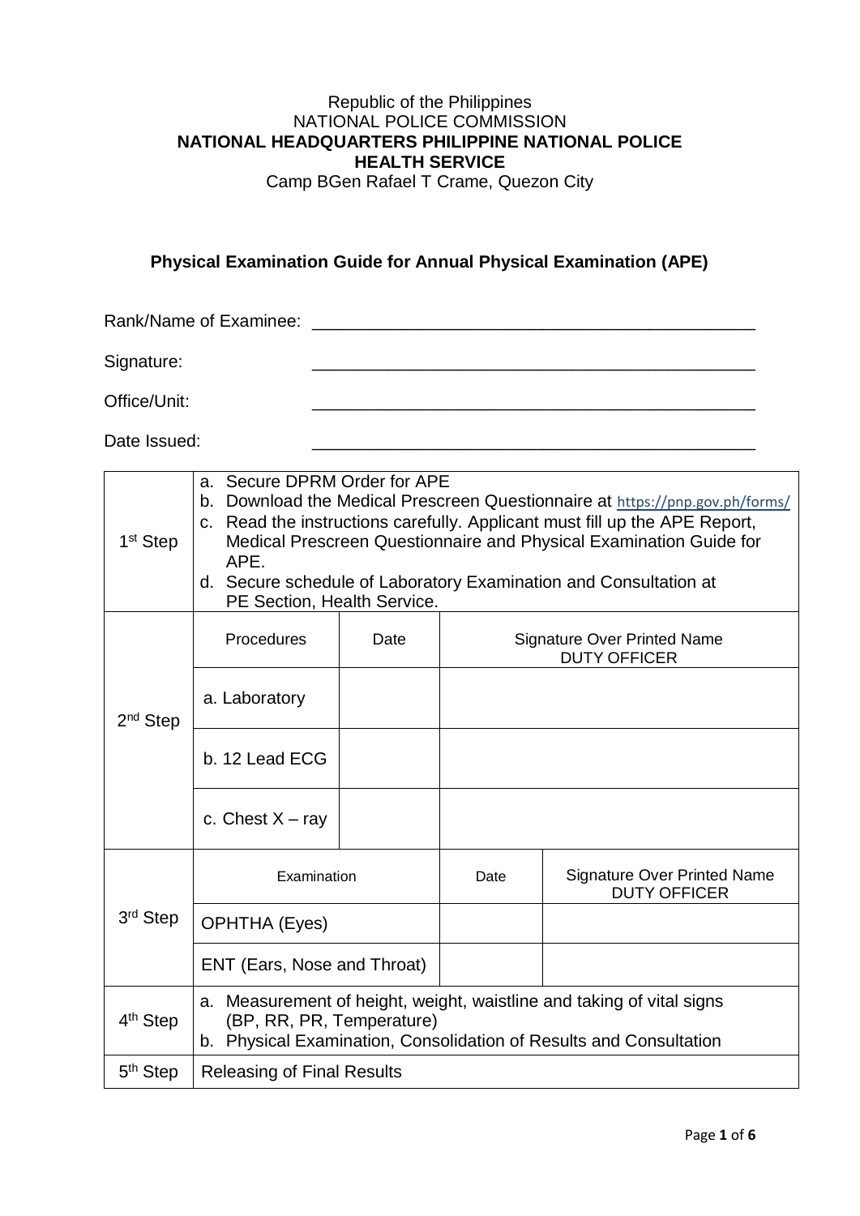Republic of the Philippines
NATIONAL POLICE COMMISSION
**NATIONAL HEADQUARTERS PHILIPPINE NATIONAL POLICE**
**HEALTH SERVICE**
Camp BGen Rafael T Crame, Quezon City

**Physical Examination Guide for Annual Physical Examination (APE)**

Rank/Name of Examinee: _______________________________________________

Signature: _______________________________________________

Office/Unit: _______________________________________________

Date Issued: _______________________________________________

| Step | | | |
|---|---|---|---|
| 1st Step | a. Secure DPRM Order for APE<br>b. Download the Medical Prescreen Questionnaire at https://pnp.gov.ph/forms/<br>c. Read the instructions carefully. Applicant must fill up the APE Report, Medical Prescreen Questionnaire and Physical Examination Guide for APE.<br>d. Secure schedule of Laboratory Examination and Consultation at PE Section, Health Service. | | |
| 2nd Step | Procedures | Date | Signature Over Printed Name DUTY OFFICER |
| | a. Laboratory | | |
| | b. 12 Lead ECG | | |
| | c. Chest X – ray | | |
| 3rd Step | Examination | Date | Signature Over Printed Name DUTY OFFICER |
| | OPHTHA (Eyes) | | |
| | ENT (Ears, Nose and Throat) | | |
| 4th Step | a. Measurement of height, weight, waistline and taking of vital signs (BP, RR, PR, Temperature)<br>b. Physical Examination, Consolidation of Results and Consultation | | |
| 5th Step | Releasing of Final Results | | |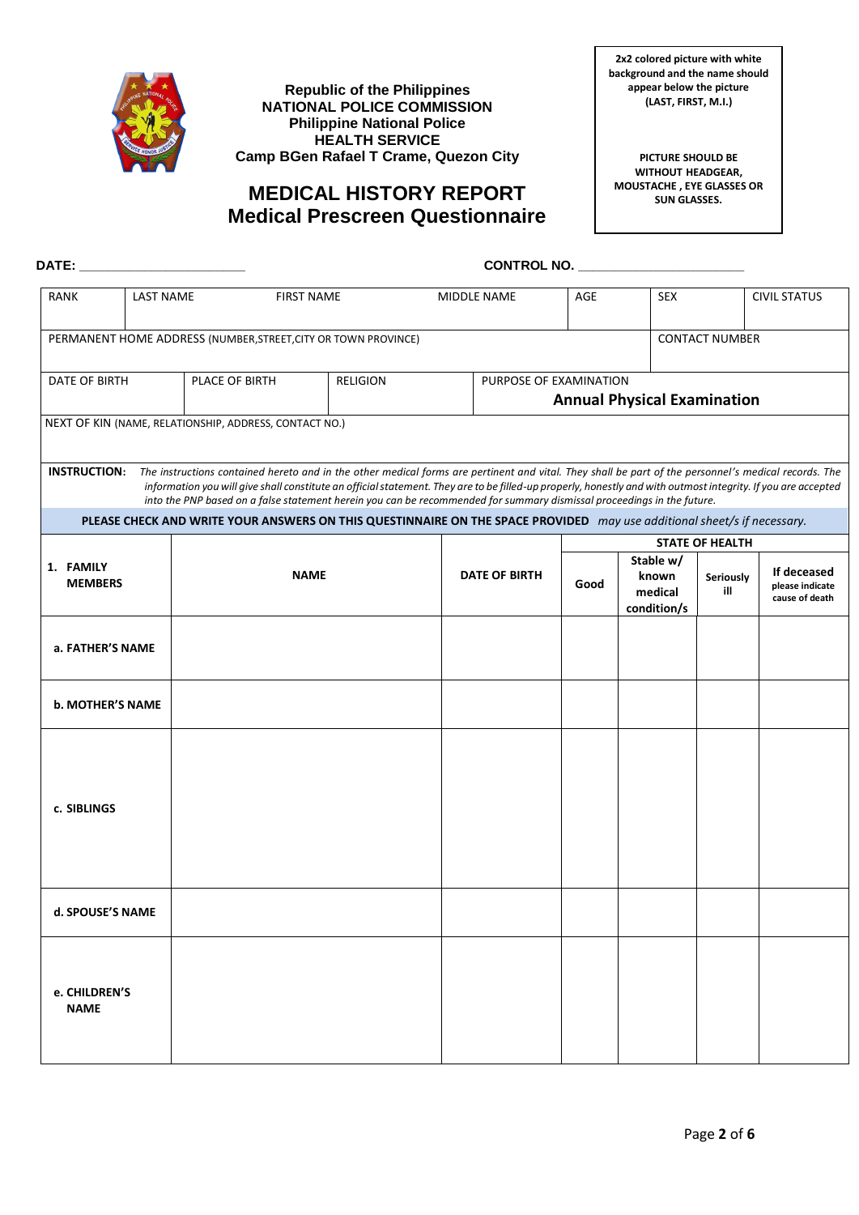Republic of the Philippines
**NATIONAL POLICE COMMISSION**
**Philippine National Police**
**HEALTH SERVICE**
**Camp BGen Rafael T Crame, Quezon City**

# MEDICAL HISTORY REPORT
## Medical Prescreen Questionnaire

**2x2 colored picture with white background and the name should appear below the picture (LAST, FIRST, M.I.)**

**PICTURE SHOULD BE WITHOUT HEADGEAR, MOUSTACHE , EYE GLASSES OR SUN GLASSES.**

**DATE:** ______________________ **CONTROL NO.** ______________________

| RANK | LAST NAME | FIRST NAME | MIDDLE NAME | AGE | SEX | CIVIL STATUS |
|---|---|---|---|---|---|---|
| | | | | | | |

| PERMANENT HOME ADDRESS (NUMBER,STREET,CITY OR TOWN PROVINCE) | CONTACT NUMBER |
|---|---|
| | |

| DATE OF BIRTH | PLACE OF BIRTH | RELIGION | PURPOSE OF EXAMINATION |
|---|---|---|---|
| | | | **Annual Physical Examination** |

NEXT OF KIN (NAME, RELATIONSHIP, ADDRESS, CONTACT NO.)

**INSTRUCTION:** *The instructions contained hereto and in the other medical forms are pertinent and vital. They shall be part of the personnel's medical records. The information you will give shall constitute an official statement. They are to be filled-up properly, honestly and with outmost integrity. If you are accepted into the PNP based on a false statement herein you can be recommended for summary dismissal proceedings in the future.*

**PLEASE CHECK AND WRITE YOUR ANSWERS ON THIS QUESTINNAIRE ON THE SPACE PROVIDED** *may use additional sheet/s if necessary.*

| **1. FAMILY MEMBERS** | **NAME** | **DATE OF BIRTH** | **STATE OF HEALTH** | | | |
|---|---|---|---|---|---|---|
| | | | **Good** | **Stable w/ known medical condition/s** | **Seriously ill** | **If deceased** please indicate cause of death |
| **a. FATHER'S NAME** | | | | | | |
| **b. MOTHER'S NAME** | | | | | | |
| **c. SIBLINGS** | | | | | | |
| **d. SPOUSE'S NAME** | | | | | | |
| **e. CHILDREN'S NAME** | | | | | | |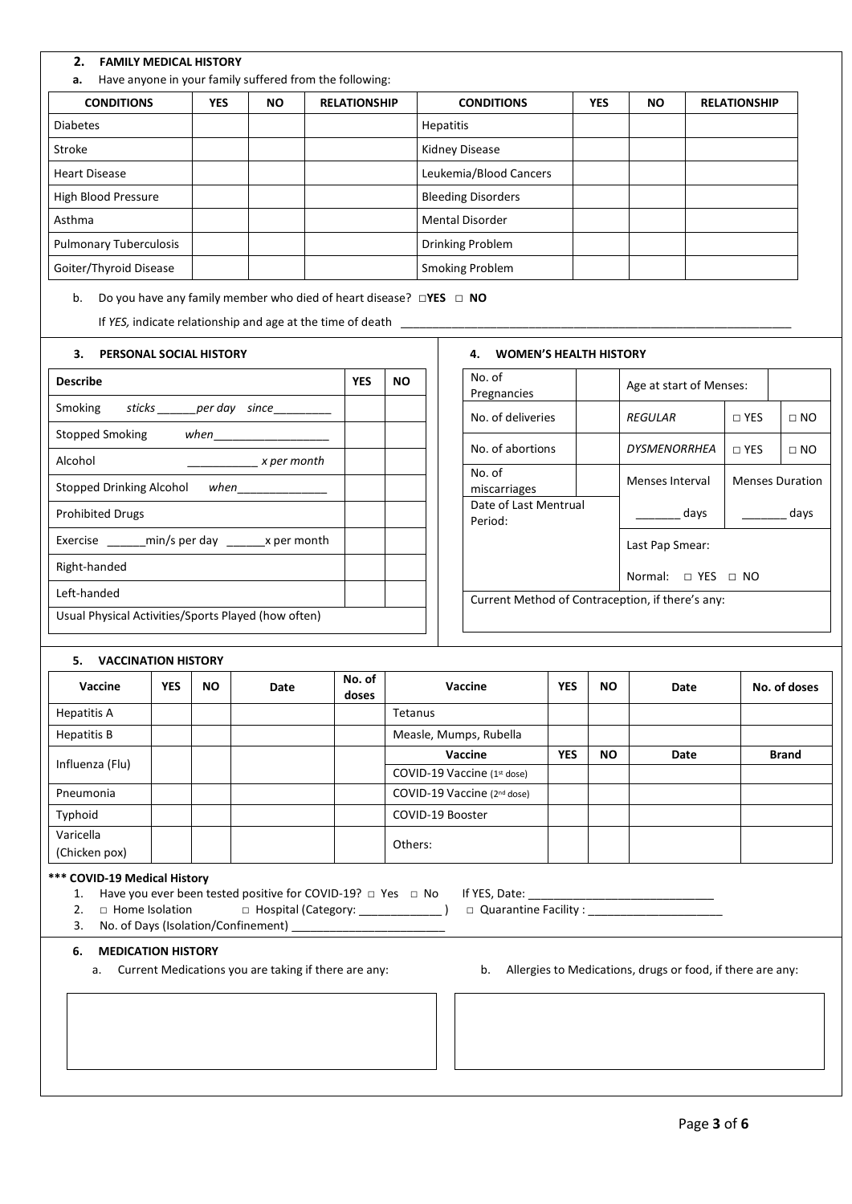## 2. FAMILY MEDICAL HISTORY

**a.** Have anyone in your family suffered from the following:

| CONDITIONS | YES | NO | RELATIONSHIP | CONDITIONS | YES | NO | RELATIONSHIP |
|---|---|---|---|---|---|---|---|
| Diabetes | | | | Hepatitis | | | |
| Stroke | | | | Kidney Disease | | | |
| Heart Disease | | | | Leukemia/Blood Cancers | | | |
| High Blood Pressure | | | | Bleeding Disorders | | | |
| Asthma | | | | Mental Disorder | | | |
| Pulmonary Tuberculosis | | | | Drinking Problem | | | |
| Goiter/Thyroid Disease | | | | Smoking Problem | | | |

b. Do you have any family member who died of heart disease? □**YES** □ **NO**

If *YES,* indicate relationship and age at the time of death ______________________________________________________________

## 3. PERSONAL SOCIAL HISTORY

| Describe | YES | NO |
|---|---|---|
| Smoking *sticks* ______ *per day since* _________ | | |
| Stopped Smoking *when* __________________ | | |
| Alcohol ___________ *x per month* | | |
| Stopped Drinking Alcohol *when* ______________ | | |
| Prohibited Drugs | | |
| Exercise ______min/s per day ______x per month | | |
| Right-handed | | |
| Left-handed | | |
| Usual Physical Activities/Sports Played (how often) | | |

## 4. WOMEN'S HEALTH HISTORY

| No. of Pregnancies | | Age at start of Menses: | | |
|---|---|---|---|---|
| No. of deliveries | | *REGULAR* | □ YES | □ NO |
| No. of abortions | | *DYSMENORRHEA* | □ YES | □ NO |
| No. of miscarriages | | Menses Interval | Menses Duration | |
| Date of Last Mentrual Period: | | _______ days | _______ days | |
| | | Last Pap Smear: | | |
| | | Normal: □ YES □ NO | | |
| Current Method of Contraception, if there's any: | | | | |

## 5. VACCINATION HISTORY

| Vaccine | YES | NO | Date | No. of doses | Vaccine | YES | NO | Date | No. of doses |
|---|---|---|---|---|---|---|---|---|---|
| Hepatitis A | | | | | Tetanus | | | | |
| Hepatitis B | | | | | Measle, Mumps, Rubella | | | | |
| Influenza (Flu) | | | | | **Vaccine** | **YES** | **NO** | **Date** | **Brand** |
| | | | | | COVID-19 Vaccine (1st dose) | | | | |
| Pneumonia | | | | | COVID-19 Vaccine (2nd dose) | | | | |
| Typhoid | | | | | COVID-19 Booster | | | | |
| Varicella (Chicken pox) | | | | | Others: | | | | |

**\*\*\* COVID-19 Medical History**

1. Have you ever been tested positive for COVID-19? □ Yes □ No If YES, Date: _____________________________
2. □ Home Isolation □ Hospital (Category: _____________ ) □ Quarantine Facility : _____________________
3. No. of Days (Isolation/Confinement) ________________________

## 6. MEDICATION HISTORY

a. Current Medications you are taking if there are any:

b. Allergies to Medications, drugs or food, if there are any: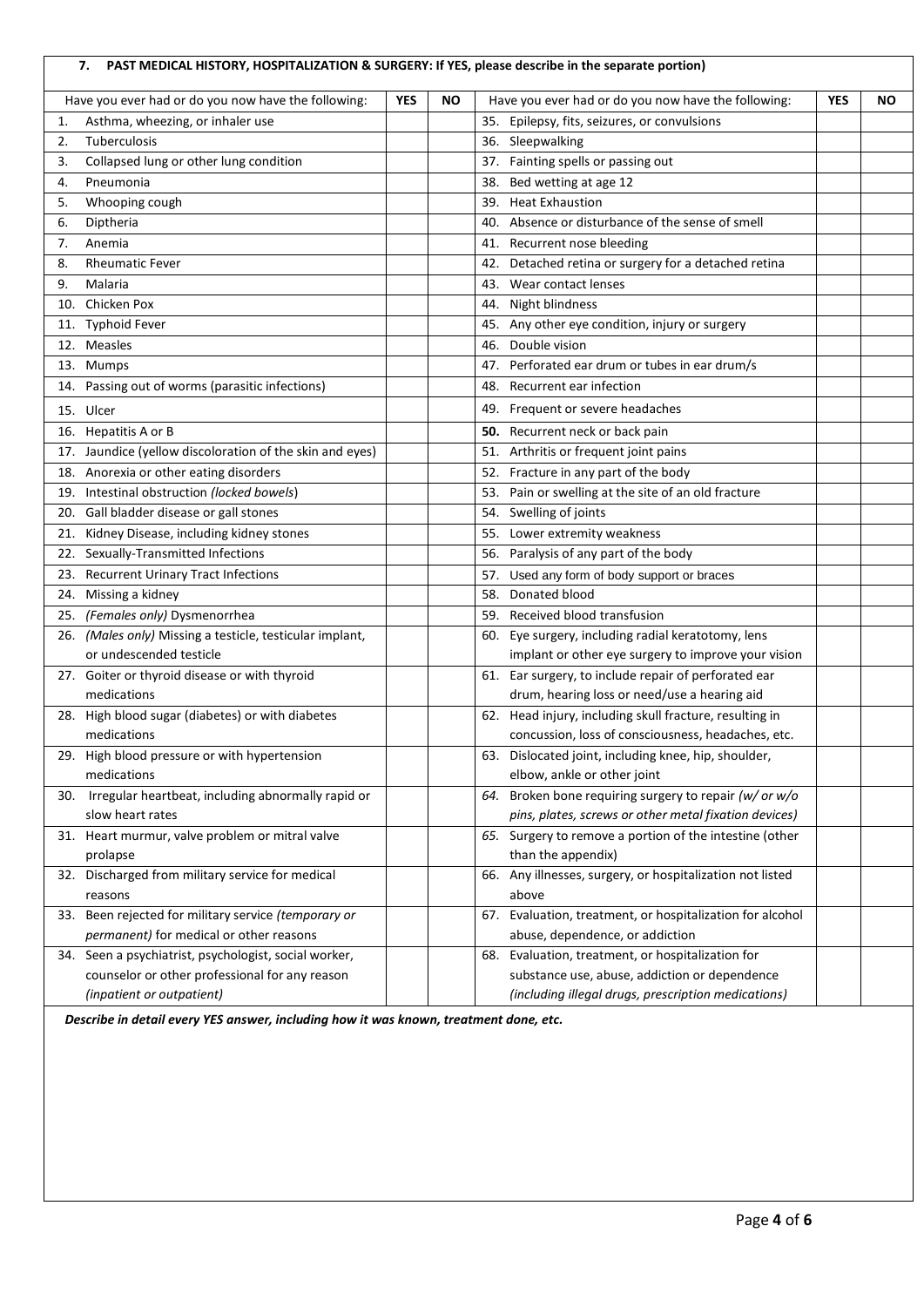### 7. PAST MEDICAL HISTORY, HOSPITALIZATION & SURGERY: If YES, please describe in the separate portion)

| Have you ever had or do you now have the following: | YES | NO | Have you ever had or do you now have the following: | YES | NO |
|---|---|---|---|---|---|
| 1. Asthma, wheezing, or inhaler use | | | 35. Epilepsy, fits, seizures, or convulsions | | |
| 2. Tuberculosis | | | 36. Sleepwalking | | |
| 3. Collapsed lung or other lung condition | | | 37. Fainting spells or passing out | | |
| 4. Pneumonia | | | 38. Bed wetting at age 12 | | |
| 5. Whooping cough | | | 39. Heat Exhaustion | | |
| 6. Diptheria | | | 40. Absence or disturbance of the sense of smell | | |
| 7. Anemia | | | 41. Recurrent nose bleeding | | |
| 8. Rheumatic Fever | | | 42. Detached retina or surgery for a detached retina | | |
| 9. Malaria | | | 43. Wear contact lenses | | |
| 10. Chicken Pox | | | 44. Night blindness | | |
| 11. Typhoid Fever | | | 45. Any other eye condition, injury or surgery | | |
| 12. Measles | | | 46. Double vision | | |
| 13. Mumps | | | 47. Perforated ear drum or tubes in ear drum/s | | |
| 14. Passing out of worms (parasitic infections) | | | 48. Recurrent ear infection | | |
| 15. Ulcer | | | 49. Frequent or severe headaches | | |
| 16. Hepatitis A or B | | | **50.** Recurrent neck or back pain | | |
| 17. Jaundice (yellow discoloration of the skin and eyes) | | | 51. Arthritis or frequent joint pains | | |
| 18. Anorexia or other eating disorders | | | 52. Fracture in any part of the body | | |
| 19. Intestinal obstruction *(locked bowels)* | | | 53. Pain or swelling at the site of an old fracture | | |
| 20. Gall bladder disease or gall stones | | | 54. Swelling of joints | | |
| 21. Kidney Disease, including kidney stones | | | 55. Lower extremity weakness | | |
| 22. Sexually-Transmitted Infections | | | 56. Paralysis of any part of the body | | |
| 23. Recurrent Urinary Tract Infections | | | 57. Used any form of body support or braces | | |
| 24. Missing a kidney | | | 58. Donated blood | | |
| 25. *(Females only)* Dysmenorrhea | | | 59. Received blood transfusion | | |
| 26. *(Males only)* Missing a testicle, testicular implant, or undescended testicle | | | 60. Eye surgery, including radial keratotomy, lens implant or other eye surgery to improve your vision | | |
| 27. Goiter or thyroid disease or with thyroid medications | | | 61. Ear surgery, to include repair of perforated ear drum, hearing loss or need/use a hearing aid | | |
| 28. High blood sugar (diabetes) or with diabetes medications | | | 62. Head injury, including skull fracture, resulting in concussion, loss of consciousness, headaches, etc. | | |
| 29. High blood pressure or with hypertension medications | | | 63. Dislocated joint, including knee, hip, shoulder, elbow, ankle or other joint | | |
| 30. Irregular heartbeat, including abnormally rapid or slow heart rates | | | *64.* Broken bone requiring surgery to repair *(w/ or w/o pins, plates, screws or other metal fixation devices)* | | |
| 31. Heart murmur, valve problem or mitral valve prolapse | | | *65.* Surgery to remove a portion of the intestine (other than the appendix) | | |
| 32. Discharged from military service for medical reasons | | | 66. Any illnesses, surgery, or hospitalization not listed above | | |
| 33. Been rejected for military service *(temporary or permanent)* for medical or other reasons | | | 67. Evaluation, treatment, or hospitalization for alcohol abuse, dependence, or addiction | | |
| 34. Seen a psychiatrist, psychologist, social worker, counselor or other professional for any reason *(inpatient or outpatient)* | | | 68. Evaluation, treatment, or hospitalization for substance use, abuse, addiction or dependence *(including illegal drugs, prescription medications)* | | |

***Describe in detail every YES answer, including how it was known, treatment done, etc.***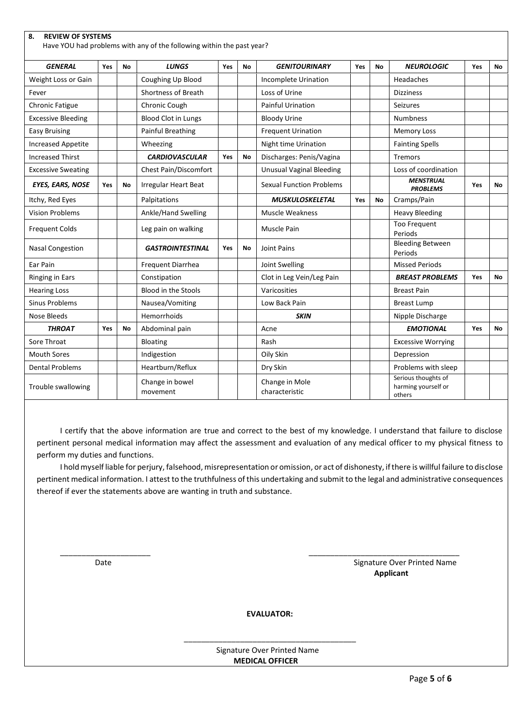**8. REVIEW OF SYSTEMS**

Have YOU had problems with any of the following within the past year?

| *GENERAL* | Yes | No | *LUNGS* | Yes | No | *GENITOURINARY* | Yes | No | *NEUROLOGIC* | Yes | No |
|---|---|---|---|---|---|---|---|---|---|---|---|
| Weight Loss or Gain | | | Coughing Up Blood | | | Incomplete Urination | | | Headaches | | |
| Fever | | | Shortness of Breath | | | Loss of Urine | | | Dizziness | | |
| Chronic Fatigue | | | Chronic Cough | | | Painful Urination | | | Seizures | | |
| Excessive Bleeding | | | Blood Clot in Lungs | | | Bloody Urine | | | Numbness | | |
| Easy Bruising | | | Painful Breathing | | | Frequent Urination | | | Memory Loss | | |
| Increased Appetite | | | Wheezing | | | Night time Urination | | | Fainting Spells | | |
| Increased Thirst | | | ***CARDIOVASCULAR*** | **Yes** | **No** | Discharges: Penis/Vagina | | | Tremors | | |
| Excessive Sweating | | | Chest Pain/Discomfort | | | Unusual Vaginal Bleeding | | | Loss of coordination | | |
| ***EYES, EARS, NOSE*** | **Yes** | **No** | Irregular Heart Beat | | | Sexual Function Problems | | | ***MENSTRUAL PROBLEMS*** | **Yes** | **No** |
| Itchy, Red Eyes | | | Palpitations | | | ***MUSKULOSKELETAL*** | **Yes** | **No** | Cramps/Pain | | |
| Vision Problems | | | Ankle/Hand Swelling | | | Muscle Weakness | | | Heavy Bleeding | | |
| Frequent Colds | | | Leg pain on walking | | | Muscle Pain | | | Too Frequent Periods | | |
| Nasal Congestion | | | ***GASTROINTESTINAL*** | **Yes** | **No** | Joint Pains | | | Bleeding Between Periods | | |
| Ear Pain | | | Frequent Diarrhea | | | Joint Swelling | | | Missed Periods | | |
| Ringing in Ears | | | Constipation | | | Clot in Leg Vein/Leg Pain | | | ***BREAST PROBLEMS*** | **Yes** | **No** |
| Hearing Loss | | | Blood in the Stools | | | Varicosities | | | Breast Pain | | |
| Sinus Problems | | | Nausea/Vomiting | | | Low Back Pain | | | Breast Lump | | |
| Nose Bleeds | | | Hemorrhoids | | | ***SKIN*** | | | Nipple Discharge | | |
| ***THROAT*** | **Yes** | **No** | Abdominal pain | | | Acne | | | ***EMOTIONAL*** | **Yes** | **No** |
| Sore Throat | | | Bloating | | | Rash | | | Excessive Worrying | | |
| Mouth Sores | | | Indigestion | | | Oily Skin | | | Depression | | |
| Dental Problems | | | Heartburn/Reflux | | | Dry Skin | | | Problems with sleep | | |
| Trouble swallowing | | | Change in bowel movement | | | Change in Mole characteristic | | | Serious thoughts of harming yourself or others | | |

I certify that the above information are true and correct to the best of my knowledge. I understand that failure to disclose pertinent personal medical information may affect the assessment and evaluation of any medical officer to my physical fitness to perform my duties and functions.

I hold myself liable for perjury, falsehood, misrepresentation or omission, or act of dishonesty, if there is willful failure to disclose pertinent medical information. I attest to the truthfulness of this undertaking and submit to the legal and administrative consequences thereof if ever the statements above are wanting in truth and substance.

_____________________ Date

___________________________________ Signature Over Printed Name
**Applicant**

**EVALUATOR:**

________________________________________ Signature Over Printed Name
**MEDICAL OFFICER**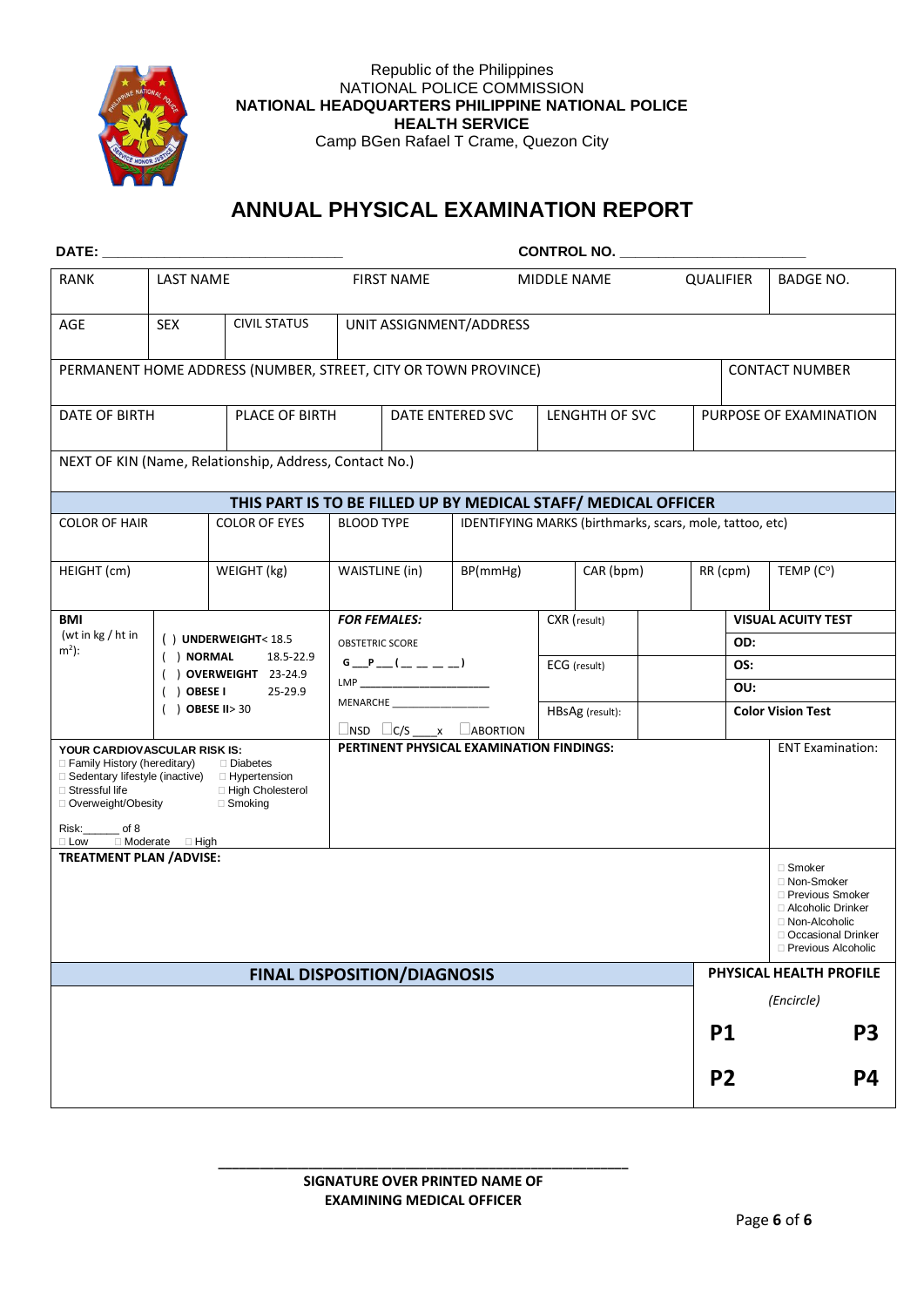Republic of the Philippines
NATIONAL POLICE COMMISSION
**NATIONAL HEADQUARTERS PHILIPPINE NATIONAL POLICE**
**HEALTH SERVICE**
Camp BGen Rafael T Crame, Quezon City

# ANNUAL PHYSICAL EXAMINATION REPORT

**DATE:** ______________________________ **CONTROL NO.** ________________________

| | | | | | |
|---|---|---|---|---|---|
| RANK | LAST NAME | FIRST NAME | MIDDLE NAME | QUALIFIER | BADGE NO. |
| AGE | SEX | CIVIL STATUS | UNIT ASSIGNMENT/ADDRESS | | |
| PERMANENT HOME ADDRESS (NUMBER, STREET, CITY OR TOWN PROVINCE) | | | | | CONTACT NUMBER |
| DATE OF BIRTH | PLACE OF BIRTH | DATE ENTERED SVC | LENGHTH OF SVC | PURPOSE OF EXAMINATION | |
| NEXT OF KIN (Name, Relationship, Address, Contact No.) | | | | | |

**THIS PART IS TO BE FILLED UP BY MEDICAL STAFF/ MEDICAL OFFICER**

| | | | | | | | |
|---|---|---|---|---|---|---|---|
| COLOR OF HAIR | COLOR OF EYES | BLOOD TYPE | IDENTIFYING MARKS (birthmarks, scars, mole, tattoo, etc) | | | | |
| HEIGHT (cm) | WEIGHT (kg) | WAISTLINE (in) | BP(mmHg) | CAR (bpm) | RR (cpm) | TEMP (C°) | |

| | | | | |
|---|---|---|---|---|
| **BMI** (wt in kg / ht in $m^2$): | ( ) **UNDERWEIGHT**< 18.5<br>( ) **NORMAL** 18.5-22.9<br>( ) **OVERWEIGHT** 23-24.9<br>( ) **OBESE I** 25-29.9<br>( ) **OBESE II**> 30 | ***FOR FEMALES:***<br>OBSTETRIC SCORE<br>G ___P ___ ( __ __ __ __ )<br>LMP ____________________<br>MENARCHE ________________<br>☐NSD ☐C/S ____x ☐ABORTION | CXR (result)<br>ECG (result)<br>HBsAg (result): | **VISUAL ACUITY TEST**<br>OD:<br>OS:<br>OU:<br>**Color Vision Test** |

| | | |
|---|---|---|
| **YOUR CARDIOVASCULAR RISK IS:**<br>☐ Family History (hereditary) ☐ Diabetes<br>☐ Sedentary lifestyle (inactive) ☐ Hypertension<br>☐ Stressful life ☐ High Cholesterol<br>☐ Overweight/Obesity ☐ Smoking<br><br>Risk:______ of 8<br>☐ Low ☐ Moderate ☐ High | **PERTINENT PHYSICAL EXAMINATION FINDINGS:** | ENT Examination: |
| **TREATMENT PLAN /ADVISE:** | | ☐ Smoker<br>☐ Non-Smoker<br>☐ Previous Smoker<br>☐ Alcoholic Drinker<br>☐ Non-Alcoholic<br>☐ Occasional Drinker<br>☐ Previous Alcoholic |

| | |
|---|---|
| **FINAL DISPOSITION/DIAGNOSIS** | **PHYSICAL HEALTH PROFILE**<br>*(Encircle)* |
| | **P1** **P3**<br>**P2** **P4** |

_______________________________________________

**SIGNATURE OVER PRINTED NAME OF EXAMINING MEDICAL OFFICER**